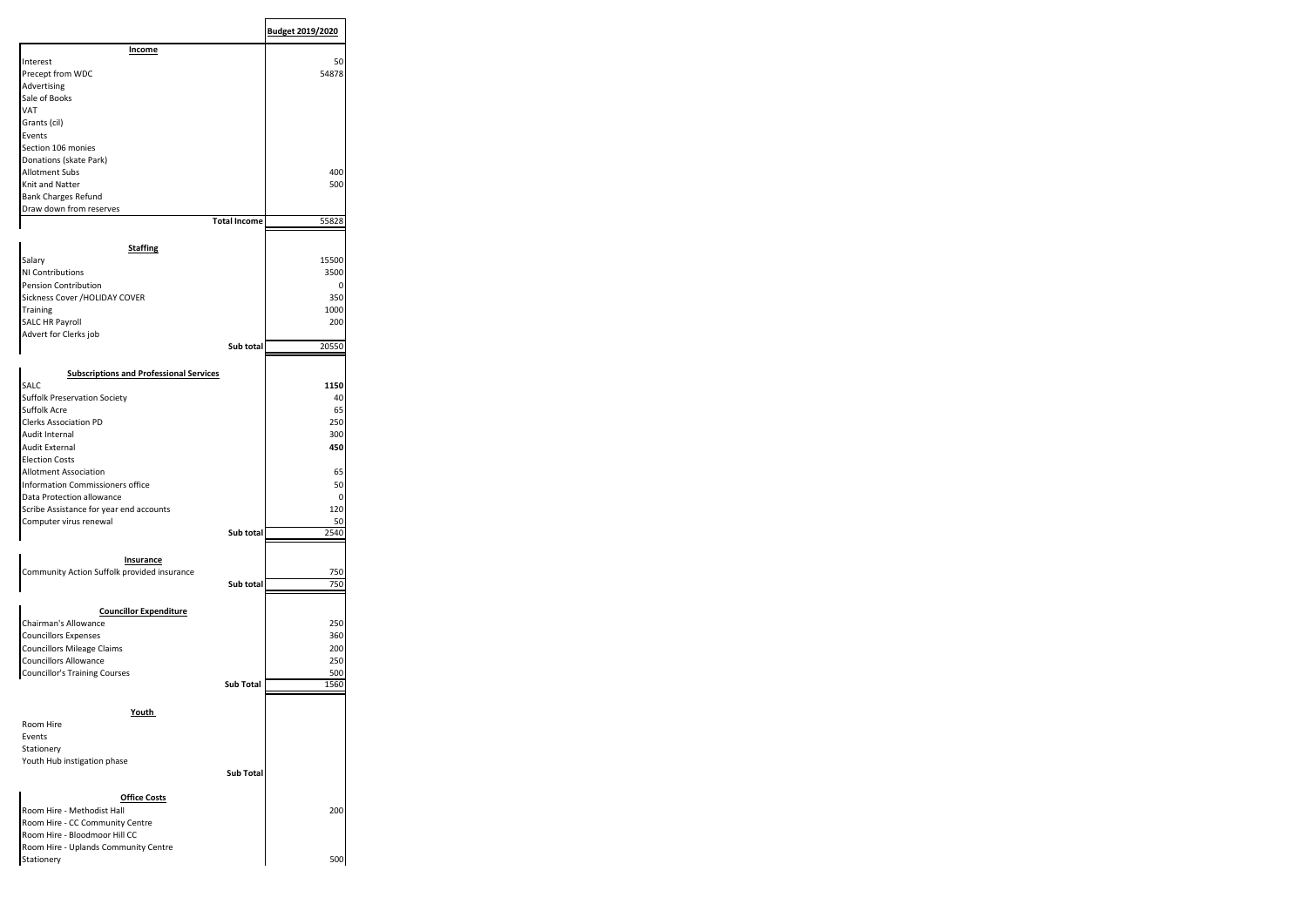| | Budget 2019/2020 |
|---|---|
| **Income** | |
| Interest | 50 |
| Precept from WDC | 54878 |
| Advertising | |
| Sale of Books | |
| VAT | |
| Grants (cil) | |
| Events | |
| Section 106 monies | |
| Donations (skate Park) | |
| Allotment Subs | 400 |
| Knit and Natter | 500 |
| Bank Charges Refund | |
| Draw down from reserves | |
| **Total Income** | 55828 |
| | |
| **Staffing** | |
| Salary | 15500 |
| NI Contributions | 3500 |
| Pension Contribution | 0 |
| Sickness Cover /HOLIDAY COVER | 350 |
| Training | 1000 |
| SALC HR Payroll | 200 |
| Advert for Clerks job | |
| **Sub total** | 20550 |
| | |
| **Subscriptions and Professional Services** | |
| SALC | **1150** |
| Suffolk Preservation Society | 40 |
| Suffolk Acre | 65 |
| Clerks Association PD | 250 |
| Audit Internal | 300 |
| Audit External | **450** |
| Election Costs | |
| Allotment Association | 65 |
| Information Commissioners office | 50 |
| Data Protection allowance | 0 |
| Scribe Assistance for year end accounts | 120 |
| Computer virus renewal | 50 |
| **Sub total** | 2540 |
| | |
| **Insurance** | |
| Community Action Suffolk provided insurance | 750 |
| **Sub total** | 750 |
| | |
| **Councillor Expenditure** | |
| Chairman's Allowance | 250 |
| Councillors Expenses | 360 |
| Councillors Mileage Claims | 200 |
| Councillors Allowance | 250 |
| Councillor's Training Courses | 500 |
| **Sub Total** | 1560 |
| | |
| **Youth** | |
| Room Hire | |
| Events | |
| Stationery | |
| Youth Hub instigation phase | |
| **Sub Total** | |
| | |
| **Office Costs** | |
| Room Hire - Methodist Hall | 200 |
| Room Hire - CC Community Centre | |
| Room Hire - Bloodmoor Hill CC | |
| Room Hire - Uplands Community Centre | |
| Stationery | 500 |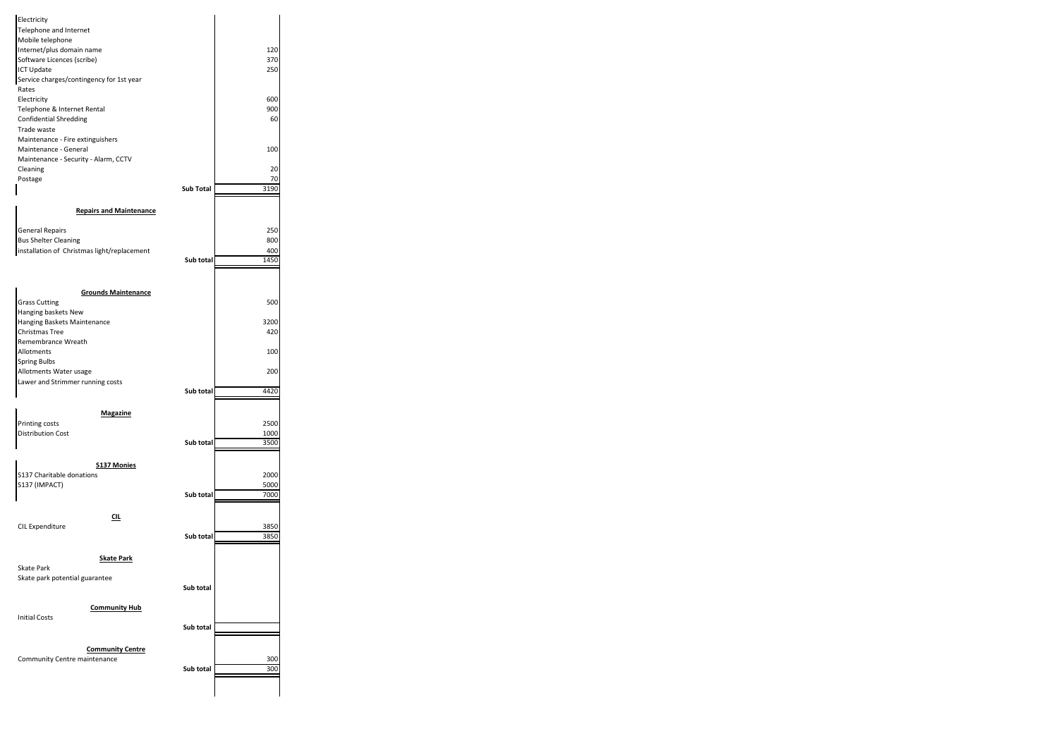| | | |
|---|---|---|
| Electricity | | |
| Telephone and Internet | | |
| Mobile telephone | | |
| Internet/plus domain name | | 120 |
| Software Licences (scribe) | | 370 |
| ICT Update | | 250 |
| Service charges/contingency for 1st year | | |
| Rates | | |
| Electricity | | 600 |
| Telephone & Internet Rental | | 900 |
| Confidential Shredding | | 60 |
| Trade waste | | |
| Maintenance - Fire extinguishers | | |
| Maintenance - General | | 100 |
| Maintenance - Security - Alarm, CCTV | | |
| Cleaning | | 20 |
| Postage | | 70 |
| | **Sub Total** | 3190 |
| **Repairs and Maintenance** | | |
| General Repairs | | 250 |
| Bus Shelter Cleaning | | 800 |
| installation of Christmas light/replacement | | 400 |
| | **Sub total** | 1450 |
| **Grounds Maintenance** | | |
| Grass Cutting | | 500 |
| Hanging baskets New | | |
| Hanging Baskets Maintenance | | 3200 |
| Christmas Tree | | 420 |
| Remembrance Wreath | | |
| Allotments | | 100 |
| Spring Bulbs | | |
| Allotments Water usage | | 200 |
| Lawer and Strimmer running costs | | |
| | **Sub total** | 4420 |
| **Magazine** | | |
| Printing costs | | 2500 |
| Distribution Cost | | 1000 |
| | **Sub total** | 3500 |
| **S137 Monies** | | |
| S137 Charitable donations | | 2000 |
| S137 (IMPACT) | | 5000 |
| | **Sub total** | 7000 |
| **CIL** | | |
| CIL Expenditure | | 3850 |
| | **Sub total** | 3850 |
| **Skate Park** | | |
| Skate Park | | |
| Skate park potential guarantee | | |
| | **Sub total** | |
| **Community Hub** | | |
| Initial Costs | | |
| | **Sub total** | |
| **Community Centre** | | |
| Community Centre maintenance | | 300 |
| | **Sub total** | 300 |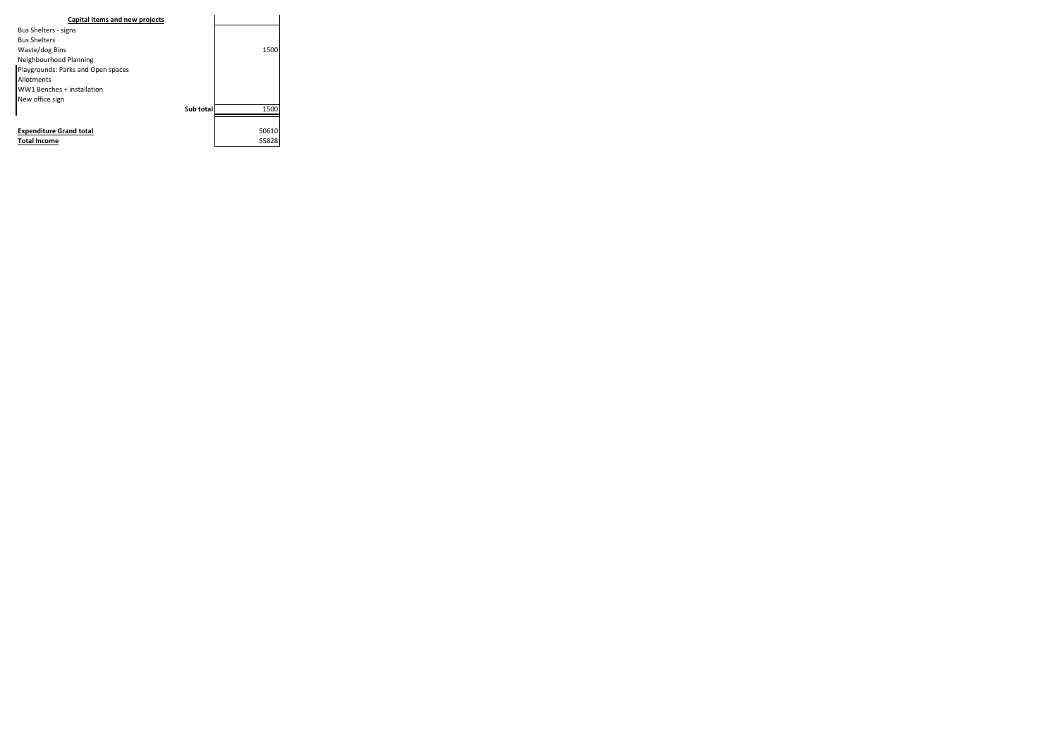| | |
|---|---|
| **Capital Items and new projects** | |
| Bus Shelters - signs | |
| Bus Shelters | |
| Waste/dog Bins | 1500 |
| Neighbourhood Planning | |
| Playgrounds: Parks and Open spaces | |
| Allotments | |
| WW1 Benches + installation | |
| New office sign | |
| **Sub total** | 1500 |
| | |
| **Expenditure Grand total** | 50610 |
| **Total Income** | 55828 |